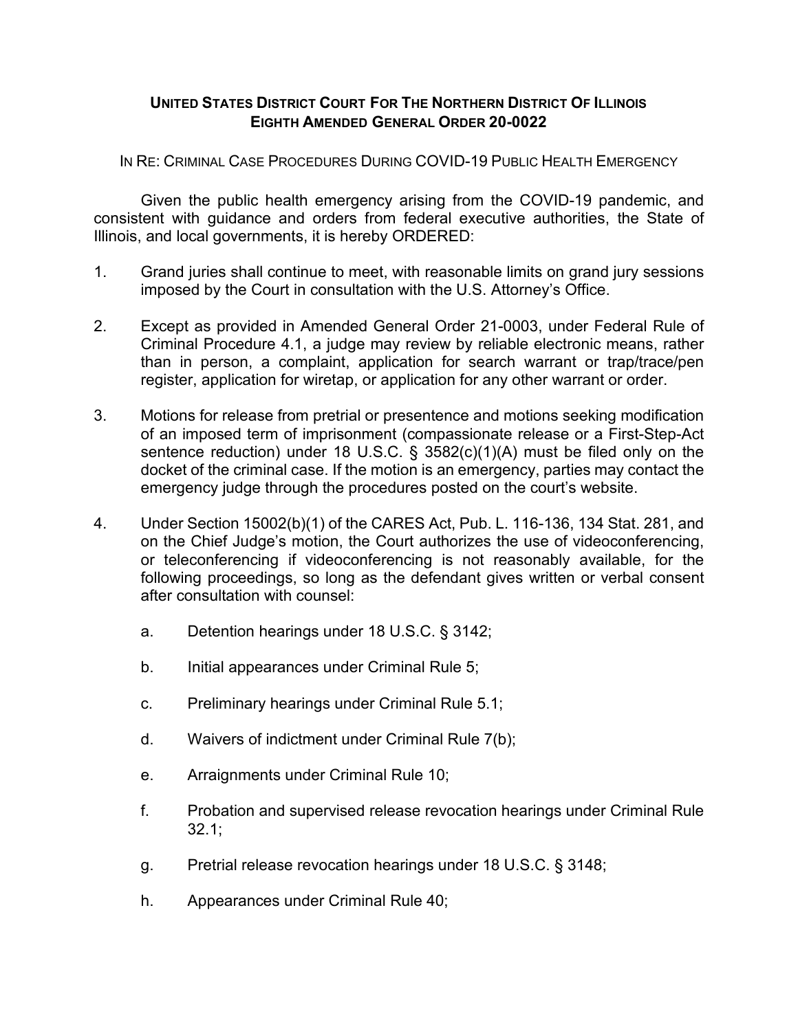# **UNITED STATES DISTRICT COURT FOR THE NORTHERN DISTRICT OF ILLINOIS**
# **EIGHTH AMENDED GENERAL ORDER 20-0022**

IN RE: CRIMINAL CASE PROCEDURES DURING COVID-19 PUBLIC HEALTH EMERGENCY

Given the public health emergency arising from the COVID-19 pandemic, and consistent with guidance and orders from federal executive authorities, the State of Illinois, and local governments, it is hereby ORDERED:

1. Grand juries shall continue to meet, with reasonable limits on grand jury sessions imposed by the Court in consultation with the U.S. Attorney's Office.

2. Except as provided in Amended General Order 21-0003, under Federal Rule of Criminal Procedure 4.1, a judge may review by reliable electronic means, rather than in person, a complaint, application for search warrant or trap/trace/pen register, application for wiretap, or application for any other warrant or order.

3. Motions for release from pretrial or presentence and motions seeking modification of an imposed term of imprisonment (compassionate release or a First-Step-Act sentence reduction) under 18 U.S.C. § 3582(c)(1)(A) must be filed only on the docket of the criminal case. If the motion is an emergency, parties may contact the emergency judge through the procedures posted on the court's website.

4. Under Section 15002(b)(1) of the CARES Act, Pub. L. 116-136, 134 Stat. 281, and on the Chief Judge's motion, the Court authorizes the use of videoconferencing, or teleconferencing if videoconferencing is not reasonably available, for the following proceedings, so long as the defendant gives written or verbal consent after consultation with counsel:

   a. Detention hearings under 18 U.S.C. § 3142;

   b. Initial appearances under Criminal Rule 5;

   c. Preliminary hearings under Criminal Rule 5.1;

   d. Waivers of indictment under Criminal Rule 7(b);

   e. Arraignments under Criminal Rule 10;

   f. Probation and supervised release revocation hearings under Criminal Rule 32.1;

   g. Pretrial release revocation hearings under 18 U.S.C. § 3148;

   h. Appearances under Criminal Rule 40;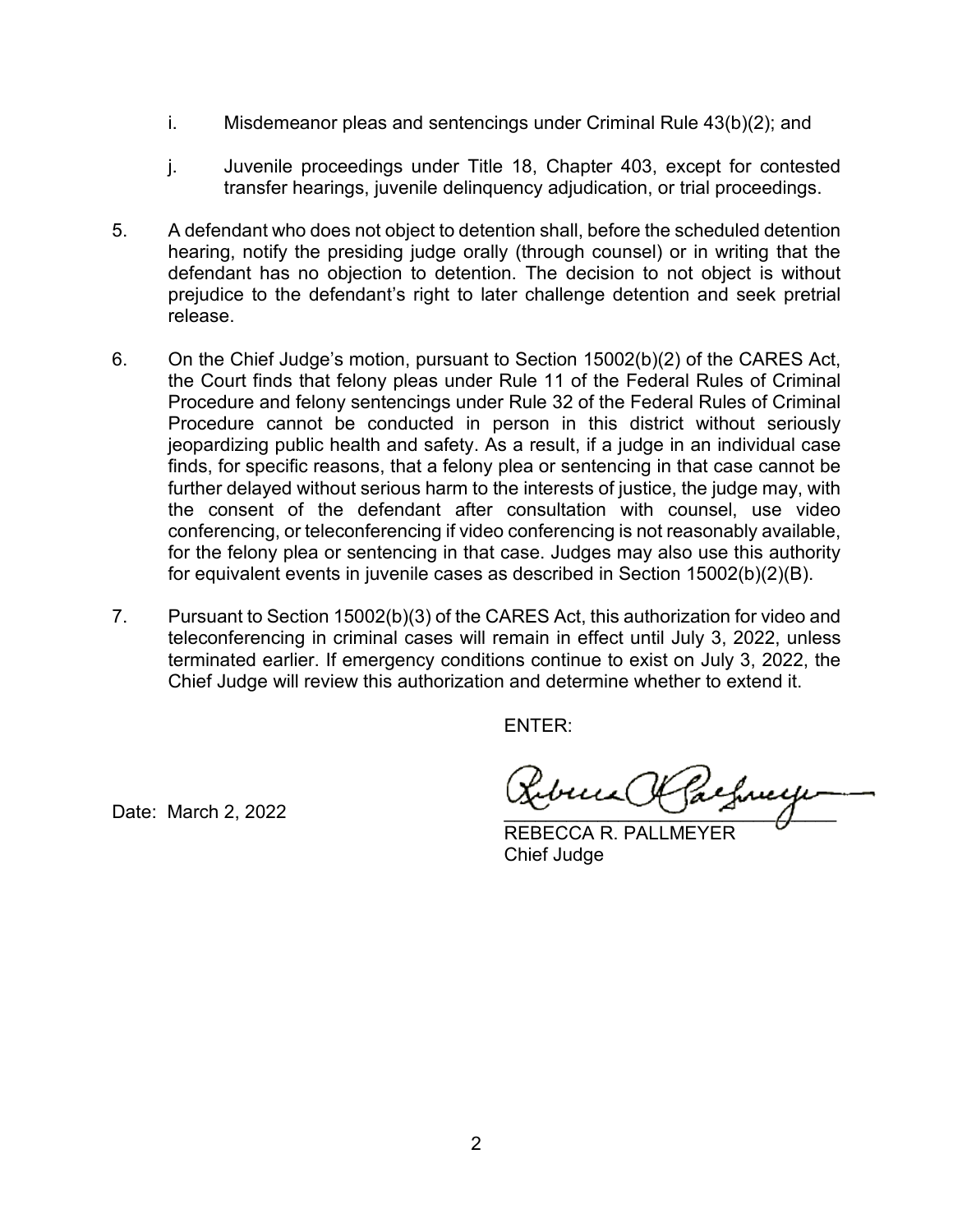i. Misdemeanor pleas and sentencings under Criminal Rule 43(b)(2); and

j. Juvenile proceedings under Title 18, Chapter 403, except for contested transfer hearings, juvenile delinquency adjudication, or trial proceedings.

5. A defendant who does not object to detention shall, before the scheduled detention hearing, notify the presiding judge orally (through counsel) or in writing that the defendant has no objection to detention. The decision to not object is without prejudice to the defendant's right to later challenge detention and seek pretrial release.

6. On the Chief Judge's motion, pursuant to Section 15002(b)(2) of the CARES Act, the Court finds that felony pleas under Rule 11 of the Federal Rules of Criminal Procedure and felony sentencings under Rule 32 of the Federal Rules of Criminal Procedure cannot be conducted in person in this district without seriously jeopardizing public health and safety. As a result, if a judge in an individual case finds, for specific reasons, that a felony plea or sentencing in that case cannot be further delayed without serious harm to the interests of justice, the judge may, with the consent of the defendant after consultation with counsel, use video conferencing, or teleconferencing if video conferencing is not reasonably available, for the felony plea or sentencing in that case. Judges may also use this authority for equivalent events in juvenile cases as described in Section 15002(b)(2)(B).

7. Pursuant to Section 15002(b)(3) of the CARES Act, this authorization for video and teleconferencing in criminal cases will remain in effect until July 3, 2022, unless terminated earlier. If emergency conditions continue to exist on July 3, 2022, the Chief Judge will review this authorization and determine whether to extend it.

ENTER:

Date: March 2, 2022

REBECCA R. PALLMEYER
Chief Judge